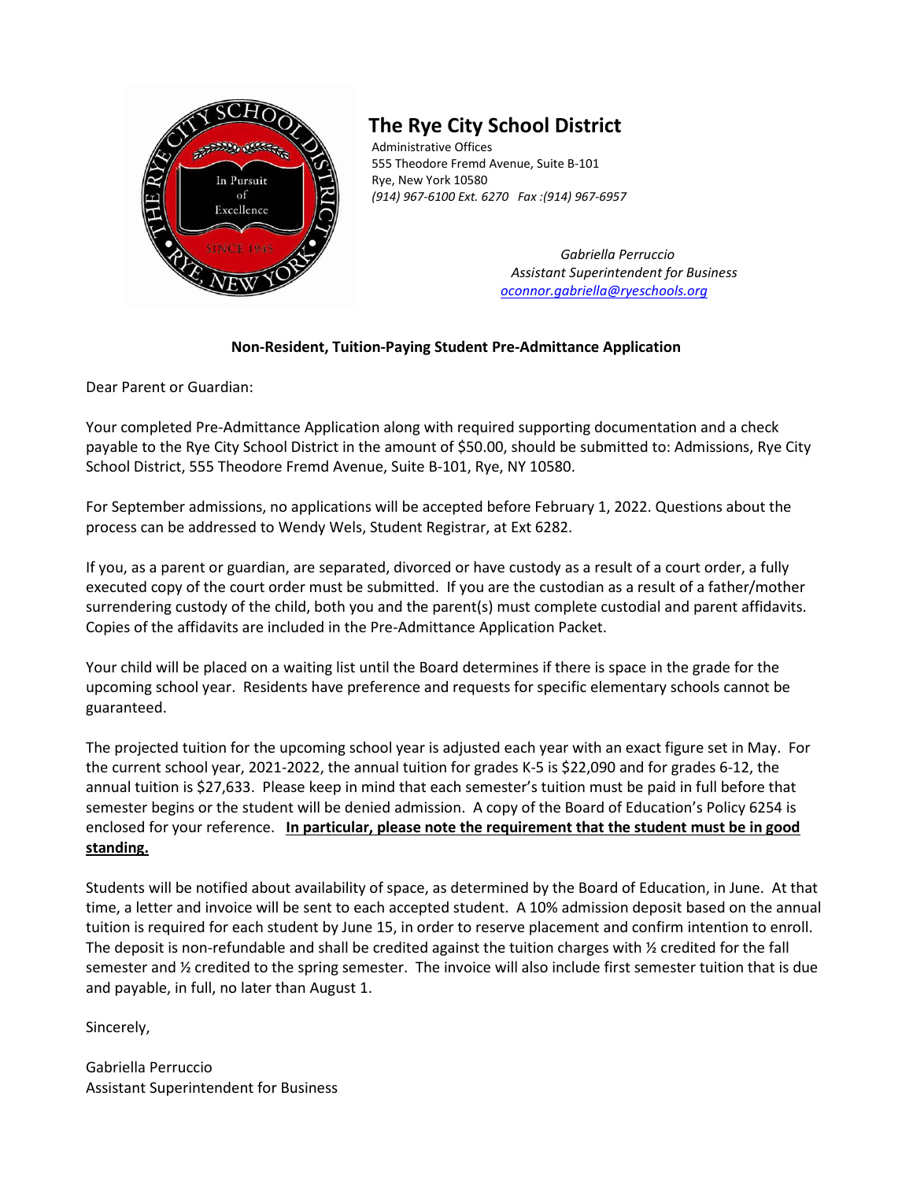# The Rye City School District

Administrative Offices
555 Theodore Fremd Avenue, Suite B-101
Rye, New York 10580
*(914) 967-6100 Ext. 6270 Fax :(914) 967-6957*

*Gabriella Perruccio*
*Assistant Superintendent for Business*
*oconnor.gabriella@ryeschools.org*

**Non-Resident, Tuition-Paying Student Pre-Admittance Application**

Dear Parent or Guardian:

Your completed Pre-Admittance Application along with required supporting documentation and a check payable to the Rye City School District in the amount of $50.00, should be submitted to: Admissions, Rye City School District, 555 Theodore Fremd Avenue, Suite B-101, Rye, NY 10580.

For September admissions, no applications will be accepted before February 1, 2022. Questions about the process can be addressed to Wendy Wels, Student Registrar, at Ext 6282.

If you, as a parent or guardian, are separated, divorced or have custody as a result of a court order, a fully executed copy of the court order must be submitted. If you are the custodian as a result of a father/mother surrendering custody of the child, both you and the parent(s) must complete custodial and parent affidavits. Copies of the affidavits are included in the Pre-Admittance Application Packet.

Your child will be placed on a waiting list until the Board determines if there is space in the grade for the upcoming school year. Residents have preference and requests for specific elementary schools cannot be guaranteed.

The projected tuition for the upcoming school year is adjusted each year with an exact figure set in May. For the current school year, 2021-2022, the annual tuition for grades K-5 is $22,090 and for grades 6-12, the annual tuition is $27,633. Please keep in mind that each semester's tuition must be paid in full before that semester begins or the student will be denied admission. A copy of the Board of Education's Policy 6254 is enclosed for your reference. **In particular, please note the requirement that the student must be in good standing.**

Students will be notified about availability of space, as determined by the Board of Education, in June. At that time, a letter and invoice will be sent to each accepted student. A 10% admission deposit based on the annual tuition is required for each student by June 15, in order to reserve placement and confirm intention to enroll. The deposit is non-refundable and shall be credited against the tuition charges with ½ credited for the fall semester and ½ credited to the spring semester. The invoice will also include first semester tuition that is due and payable, in full, no later than August 1.

Sincerely,

Gabriella Perruccio
Assistant Superintendent for Business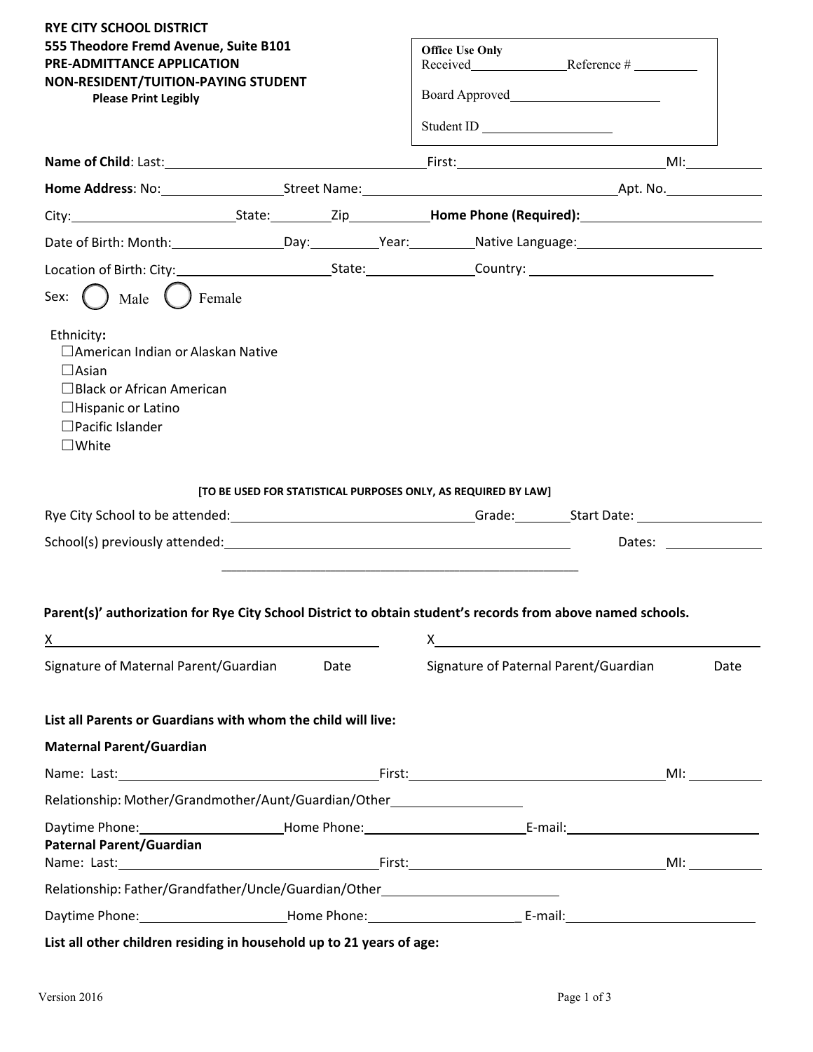**RYE CITY SCHOOL DISTRICT**
**555 Theodore Fremd Avenue, Suite B101**
**PRE-ADMITTANCE APPLICATION**
**NON-RESIDENT/TUITION-PAYING STUDENT**
**Please Print Legibly**

| Office Use Only |
|---|
| Received______________ Reference # _________ |
| Board Approved______________________ |
| Student ID ___________________ |

**Name of Child**: Last:______________________________ First:______________________________ MI:__________

**Home Address**: No:________________ Street Name:______________________________ Apt. No.__________

City:____________________ State:________ Zip__________ **Home Phone (Required):**______________________

Date of Birth: Month:______________ Day:__________ Year:__________ Native Language:______________________

Location of Birth: City:____________________ State:______________ Country: ______________________

Sex: ◯ Male ◯ Female

Ethnicity**:**

- ☐American Indian or Alaskan Native
- ☐Asian
- ☐Black or African American
- ☐Hispanic or Latino
- ☐Pacific Islander
- ☐White

**[TO BE USED FOR STATISTICAL PURPOSES ONLY, AS REQUIRED BY LAW]**

Rye City School to be attended:______________________________ Grade:________ Start Date: ________________

School(s) previously attended:________________________________________ Dates: ____________

________________________________________________

**Parent(s)' authorization for Rye City School District to obtain student's records from above named schools.**

X________________________________________ X________________________________________

Signature of Maternal Parent/Guardian Date Signature of Paternal Parent/Guardian Date

**List all Parents or Guardians with whom the child will live:**

**Maternal Parent/Guardian**

Name: Last:______________________________ First:______________________________ MI: __________

Relationship: Mother/Grandmother/Aunt/Guardian/Other__________________

Daytime Phone:____________________ Home Phone:______________________ E-mail:______________________

**Paternal Parent/Guardian**

Name: Last:______________________________ First:______________________________ MI: __________

Relationship: Father/Grandfather/Uncle/Guardian/Other________________________

Daytime Phone:____________________ Home Phone:____________________ E-mail:__________________________

**List all other children residing in household up to 21 years of age:**

Version 2016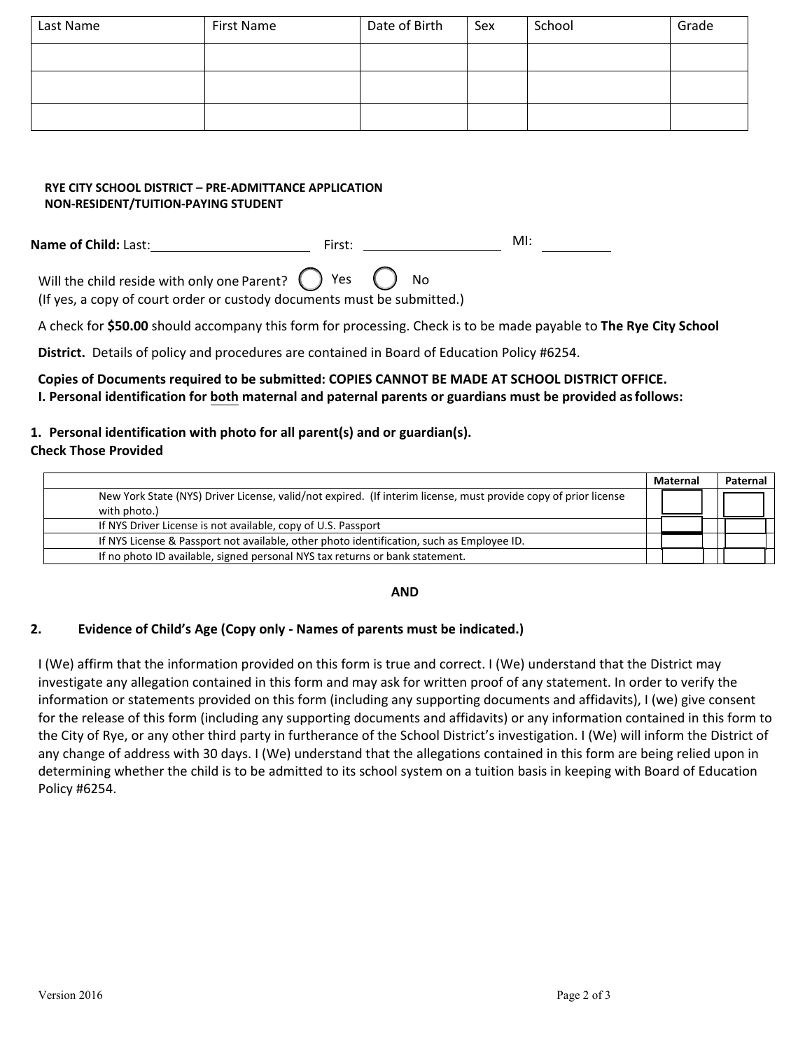| Last Name | First Name | Date of Birth | Sex | School | Grade |
|---|---|---|---|---|---|
| | | | | | |
| | | | | | |
| | | | | | |

**RYE CITY SCHOOL DISTRICT – PRE-ADMITTANCE APPLICATION**
**NON-RESIDENT/TUITION-PAYING STUDENT**

**Name of Child:** Last: ____________________ First: ____________________ MI: __________

Will the child reside with only one Parent? ◯ Yes ◯ No
(If yes, a copy of court order or custody documents must be submitted.)

A check for **$50.00** should accompany this form for processing. Check is to be made payable to **The Rye City School District.** Details of policy and procedures are contained in Board of Education Policy #6254.

**Copies of Documents required to be submitted: COPIES CANNOT BE MADE AT SCHOOL DISTRICT OFFICE.**
**I. Personal identification for both maternal and paternal parents or guardians must be provided as follows:**

**1. Personal identification with photo for all parent(s) and or guardian(s).**
**Check Those Provided**

| | Maternal | Paternal |
|---|---|---|
| New York State (NYS) Driver License, valid/not expired. (If interim license, must provide copy of prior license with photo.) | ☐ | ☐ |
| If NYS Driver License is not available, copy of U.S. Passport | ☐ | ☐ |
| If NYS License & Passport not available, other photo identification, such as Employee ID. | ☐ | ☐ |
| If no photo ID available, signed personal NYS tax returns or bank statement. | ☐ | ☐ |

**AND**

**2. Evidence of Child's Age (Copy only - Names of parents must be indicated.)**

I (We) affirm that the information provided on this form is true and correct. I (We) understand that the District may investigate any allegation contained in this form and may ask for written proof of any statement. In order to verify the information or statements provided on this form (including any supporting documents and affidavits), I (we) give consent for the release of this form (including any supporting documents and affidavits) or any information contained in this form to the City of Rye, or any other third party in furtherance of the School District's investigation. I (We) will inform the District of any change of address with 30 days. I (We) understand that the allegations contained in this form are being relied upon in determining whether the child is to be admitted to its school system on a tuition basis in keeping with Board of Education Policy #6254.

Version 2016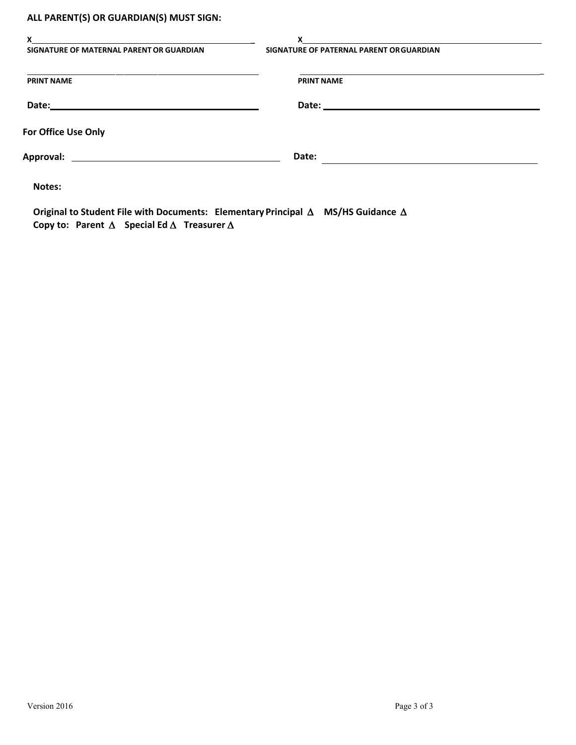**ALL PARENT(S) OR GUARDIAN(S) MUST SIGN:**

X_______________________________________________
**SIGNATURE OF MATERNAL PARENT OR GUARDIAN**

X_______________________________________________
**SIGNATURE OF PATERNAL PARENT OR GUARDIAN**

_______________________________________________
**PRINT NAME**

_______________________________________________
**PRINT NAME**

**Date:**_______________________________________

**Date:**_______________________________________

**For Office Use Only**

**Approval:** _______________________________________ **Date:** _______________________________________

**Notes:**

**Original to Student File with Documents: Elementary Principal Δ MS/HS Guidance Δ**
**Copy to: Parent Δ Special Ed Δ Treasurer Δ**

Version 2016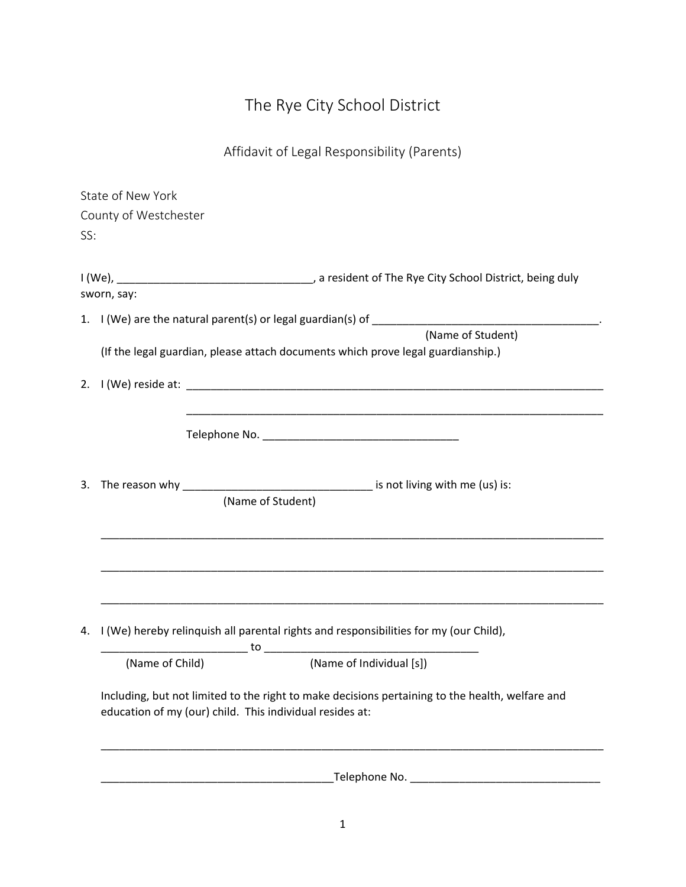# The Rye City School District

## Affidavit of Legal Responsibility (Parents)

State of New York
County of Westchester
SS:

I (We), ________________________________, a resident of The Rye City School District, being duly sworn, say:

1. I (We) are the natural parent(s) or legal guardian(s) of ______________________________________.
   (Name of Student)
   (If the legal guardian, please attach documents which prove legal guardianship.)

2. I (We) reside at: _________________________________________________________________________

   _________________________________________________________________________

   Telephone No. ________________________________

3. The reason why _______________________________ is not living with me (us) is:
   (Name of Student)

   ____________________________________________________________________________________

   ____________________________________________________________________________________

   ____________________________________________________________________________________

4. I (We) hereby relinquish all parental rights and responsibilities for my (our Child),
   ________________________ to ___________________________________
   (Name of Child) (Name of Individual [s])

   Including, but not limited to the right to make decisions pertaining to the health, welfare and education of my (our) child. This individual resides at:

   ____________________________________________________________________________________

   ______________________________________Telephone No. _______________________________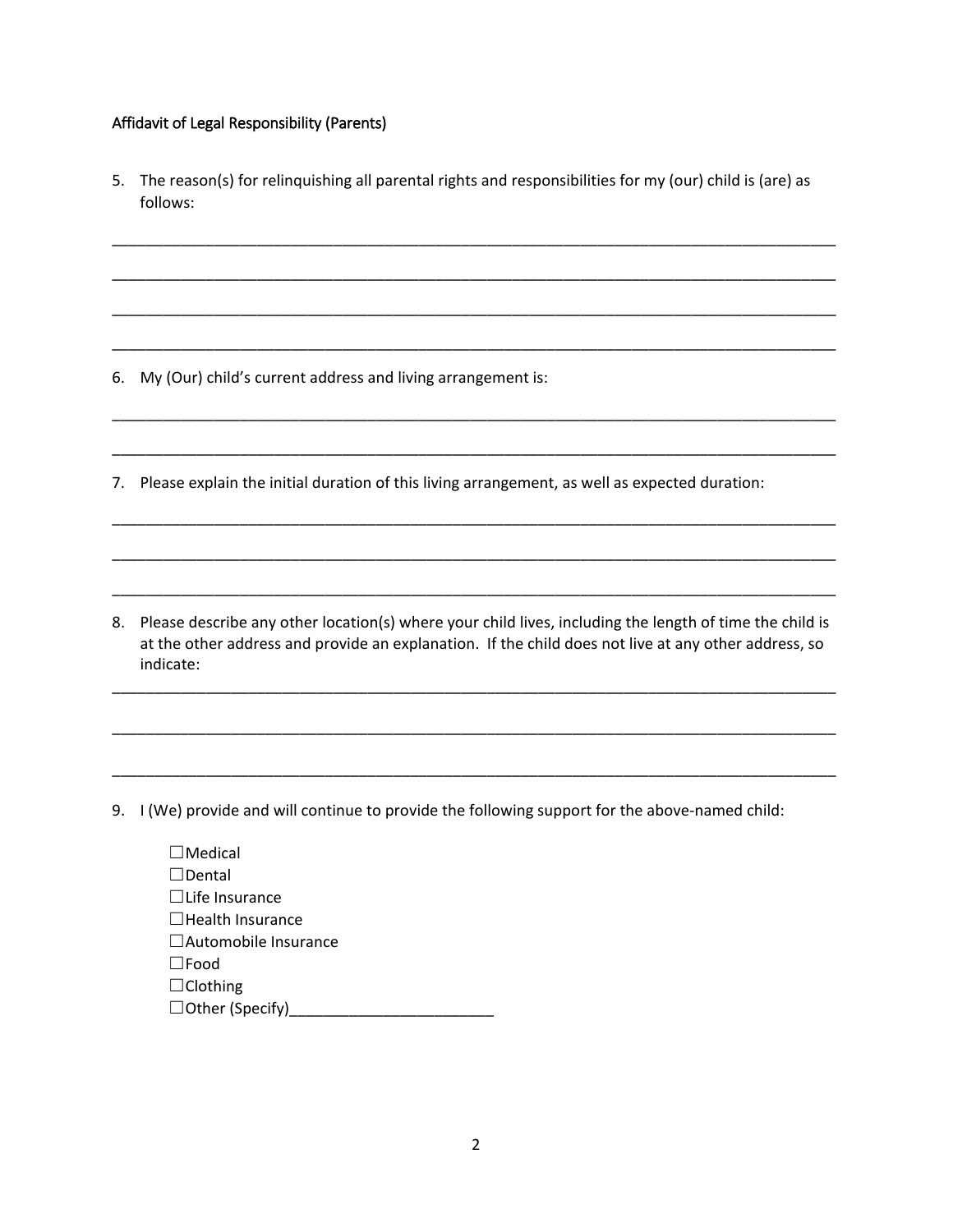Affidavit of Legal Responsibility (Parents)

5. The reason(s) for relinquishing all parental rights and responsibilities for my (our) child is (are) as follows:

______________________________________________________________________________________

______________________________________________________________________________________

______________________________________________________________________________________

______________________________________________________________________________________

6. My (Our) child's current address and living arrangement is:

______________________________________________________________________________________

______________________________________________________________________________________

7. Please explain the initial duration of this living arrangement, as well as expected duration:

______________________________________________________________________________________

______________________________________________________________________________________

______________________________________________________________________________________

8. Please describe any other location(s) where your child lives, including the length of time the child is at the other address and provide an explanation. If the child does not live at any other address, so indicate:

______________________________________________________________________________________

______________________________________________________________________________________

______________________________________________________________________________________

9. I (We) provide and will continue to provide the following support for the above-named child:

   ☐Medical
   ☐Dental
   ☐Life Insurance
   ☐Health Insurance
   ☐Automobile Insurance
   ☐Food
   ☐Clothing
   ☐Other (Specify)________________________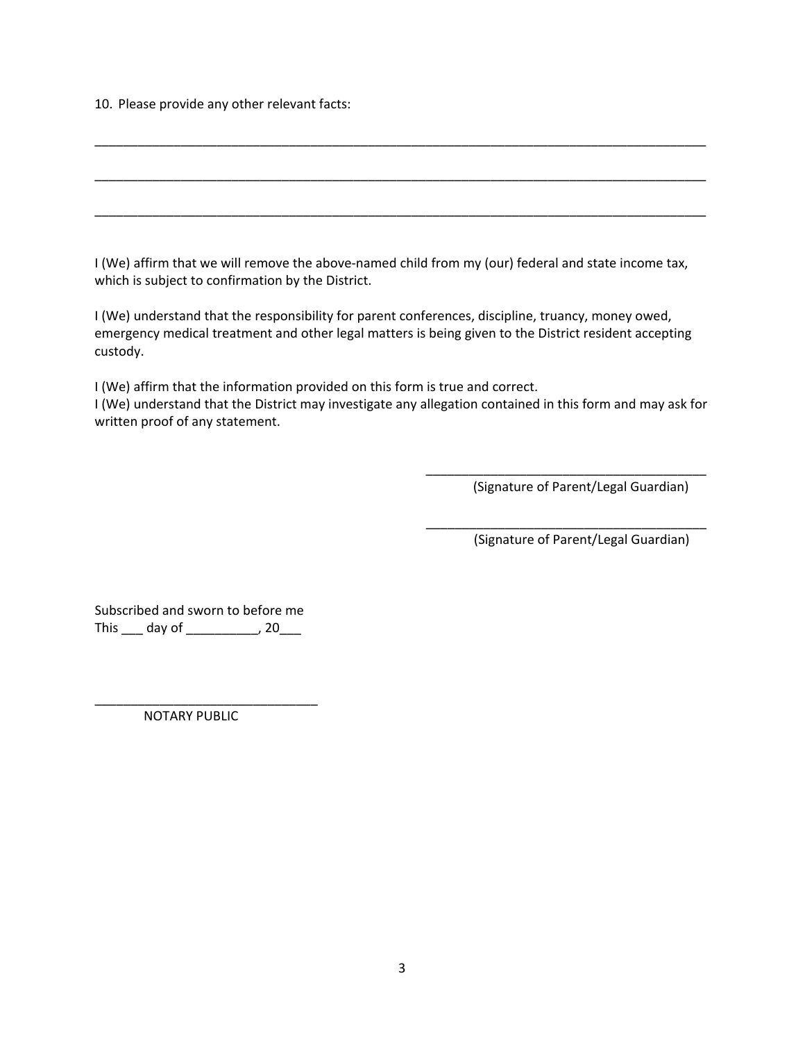10. Please provide any other relevant facts:

___________________________________________________________________________________________

___________________________________________________________________________________________

___________________________________________________________________________________________

I (We) affirm that we will remove the above-named child from my (our) federal and state income tax, which is subject to confirmation by the District.

I (We) understand that the responsibility for parent conferences, discipline, truancy, money owed, emergency medical treatment and other legal matters is being given to the District resident accepting custody.

I (We) affirm that the information provided on this form is true and correct.
I (We) understand that the District may investigate any allegation contained in this form and may ask for written proof of any statement.

________________________________________
(Signature of Parent/Legal Guardian)

________________________________________
(Signature of Parent/Legal Guardian)

Subscribed and sworn to before me
This ___ day of __________, 20___

________________________________
NOTARY PUBLIC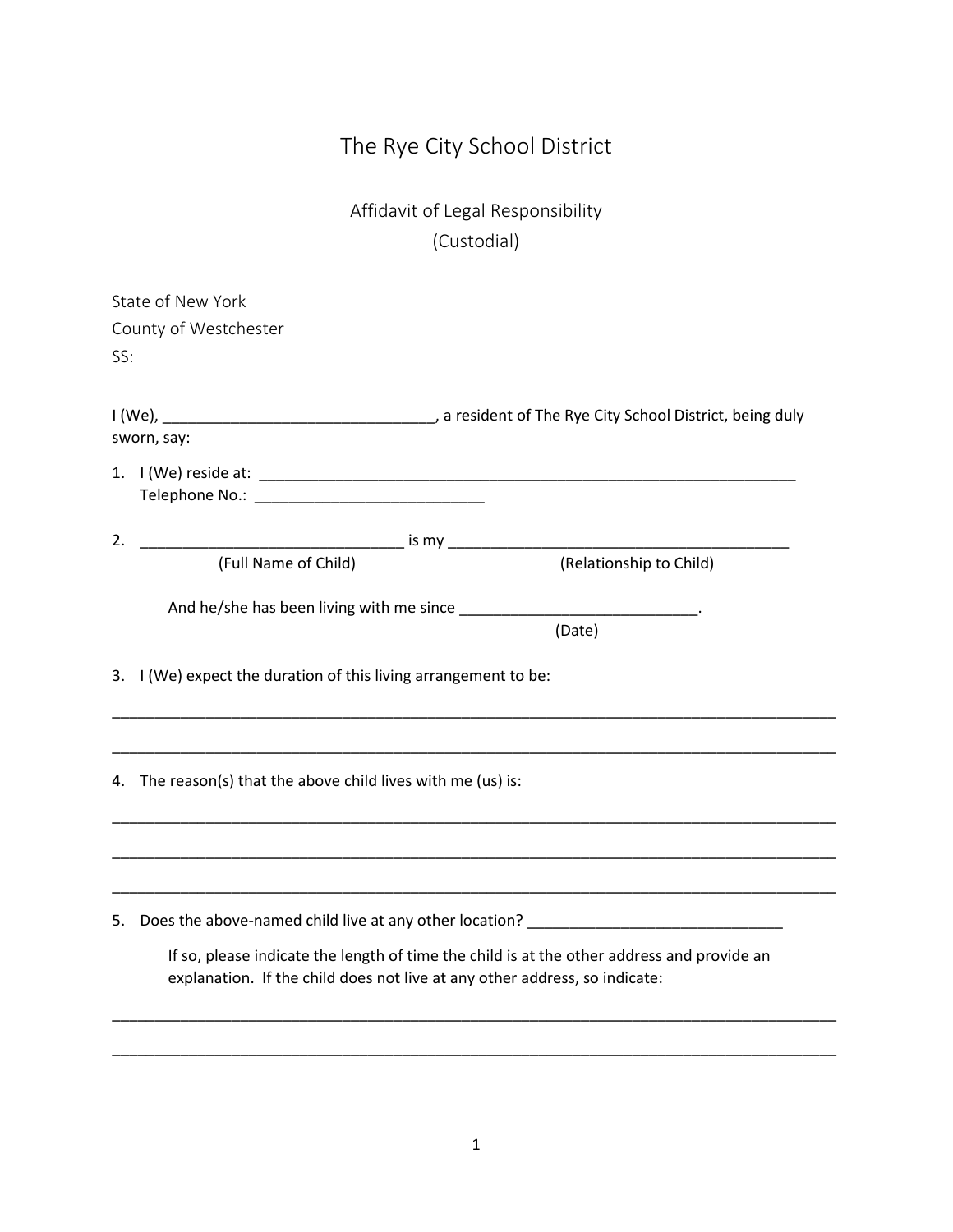# The Rye City School District

## Affidavit of Legal Responsibility
## (Custodial)

State of New York
County of Westchester
SS:

I (We), ________________________________, a resident of The Rye City School District, being duly sworn, say:

1. I (We) reside at: _________________________________________________________________
   Telephone No.: ___________________________

2. _______________________________ is my _________________________________________
   (Full Name of Child) (Relationship to Child)

   And he/she has been living with me since ____________________________.
   (Date)

3. I (We) expect the duration of this living arrangement to be:

_________________________________________________________________________________________

_________________________________________________________________________________________

4. The reason(s) that the above child lives with me (us) is:

_________________________________________________________________________________________

_________________________________________________________________________________________

_________________________________________________________________________________________

5. Does the above-named child live at any other location? ______________________________

   If so, please indicate the length of time the child is at the other address and provide an explanation. If the child does not live at any other address, so indicate:

_________________________________________________________________________________________

_________________________________________________________________________________________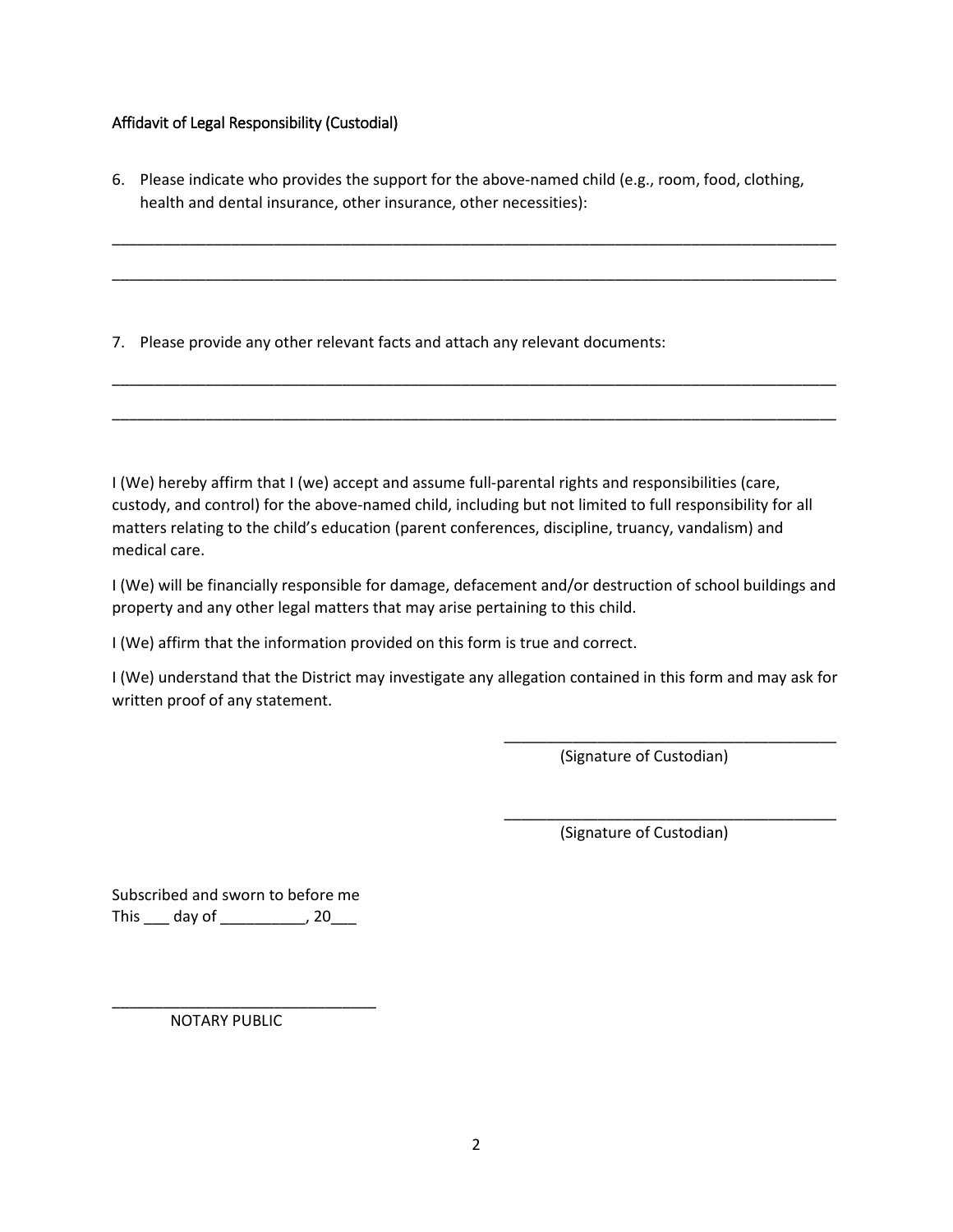Affidavit of Legal Responsibility (Custodial)

6. Please indicate who provides the support for the above-named child (e.g., room, food, clothing, health and dental insurance, other insurance, other necessities):

_______________________________________________________________________________________

_______________________________________________________________________________________

7. Please provide any other relevant facts and attach any relevant documents:

_______________________________________________________________________________________

_______________________________________________________________________________________

I (We) hereby affirm that I (we) accept and assume full-parental rights and responsibilities (care, custody, and control) for the above-named child, including but not limited to full responsibility for all matters relating to the child's education (parent conferences, discipline, truancy, vandalism) and medical care.

I (We) will be financially responsible for damage, defacement and/or destruction of school buildings and property and any other legal matters that may arise pertaining to this child.

I (We) affirm that the information provided on this form is true and correct.

I (We) understand that the District may investigate any allegation contained in this form and may ask for written proof of any statement.

______________________________________
(Signature of Custodian)

______________________________________
(Signature of Custodian)

Subscribed and sworn to before me
This ___ day of __________, 20___

______________________________
NOTARY PUBLIC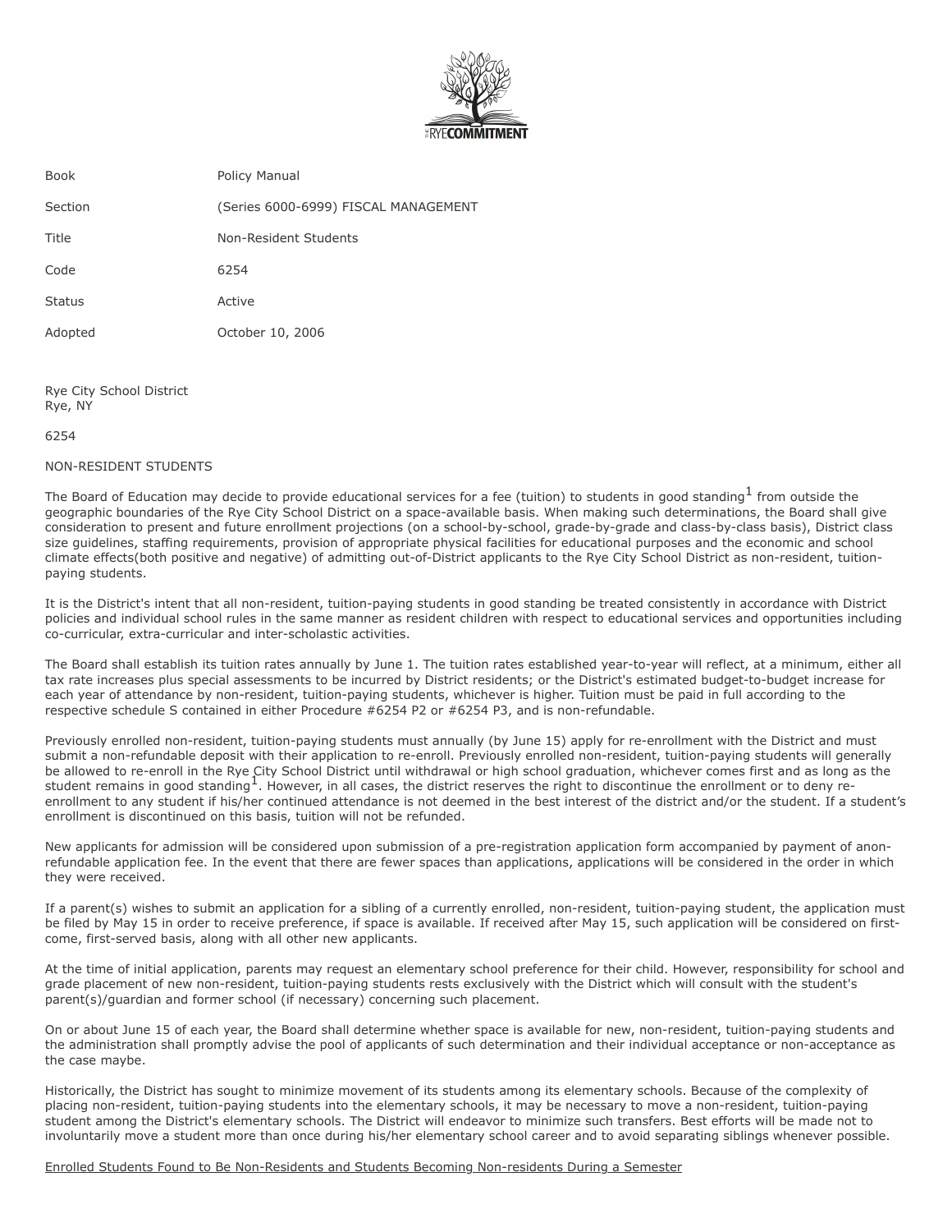| | |
|---|---|
| Book | Policy Manual |
| Section | (Series 6000-6999) FISCAL MANAGEMENT |
| Title | Non-Resident Students |
| Code | 6254 |
| Status | Active |
| Adopted | October 10, 2006 |

Rye City School District
Rye, NY

6254

NON-RESIDENT STUDENTS

The Board of Education may decide to provide educational services for a fee (tuition) to students in good standing[1] from outside the geographic boundaries of the Rye City School District on a space-available basis. When making such determinations, the Board shall give consideration to present and future enrollment projections (on a school-by-school, grade-by-grade and class-by-class basis), District class size guidelines, staffing requirements, provision of appropriate physical facilities for educational purposes and the economic and school climate effects(both positive and negative) of admitting out-of-District applicants to the Rye City School District as non-resident, tuition-paying students.

It is the District's intent that all non-resident, tuition-paying students in good standing be treated consistently in accordance with District policies and individual school rules in the same manner as resident children with respect to educational services and opportunities including co-curricular, extra-curricular and inter-scholastic activities.

The Board shall establish its tuition rates annually by June 1. The tuition rates established year-to-year will reflect, at a minimum, either all tax rate increases plus special assessments to be incurred by District residents; or the District's estimated budget-to-budget increase for each year of attendance by non-resident, tuition-paying students, whichever is higher. Tuition must be paid in full according to the respective schedule S contained in either Procedure #6254 P2 or #6254 P3, and is non-refundable.

Previously enrolled non-resident, tuition-paying students must annually (by June 15) apply for re-enrollment with the District and must submit a non-refundable deposit with their application to re-enroll. Previously enrolled non-resident, tuition-paying students will generally be allowed to re-enroll in the Rye City School District until withdrawal or high school graduation, whichever comes first and as long as the student remains in good standing[1]. However, in all cases, the district reserves the right to discontinue the enrollment or to deny re-enrollment to any student if his/her continued attendance is not deemed in the best interest of the district and/or the student. If a student's enrollment is discontinued on this basis, tuition will not be refunded.

New applicants for admission will be considered upon submission of a pre-registration application form accompanied by payment of anon-refundable application fee. In the event that there are fewer spaces than applications, applications will be considered in the order in which they were received.

If a parent(s) wishes to submit an application for a sibling of a currently enrolled, non-resident, tuition-paying student, the application must be filed by May 15 in order to receive preference, if space is available. If received after May 15, such application will be considered on first-come, first-served basis, along with all other new applicants.

At the time of initial application, parents may request an elementary school preference for their child. However, responsibility for school and grade placement of new non-resident, tuition-paying students rests exclusively with the District which will consult with the student's parent(s)/guardian and former school (if necessary) concerning such placement.

On or about June 15 of each year, the Board shall determine whether space is available for new, non-resident, tuition-paying students and the administration shall promptly advise the pool of applicants of such determination and their individual acceptance or non-acceptance as the case maybe.

Historically, the District has sought to minimize movement of its students among its elementary schools. Because of the complexity of placing non-resident, tuition-paying students into the elementary schools, it may be necessary to move a non-resident, tuition-paying student among the District's elementary schools. The District will endeavor to minimize such transfers. Best efforts will be made not to involuntarily move a student more than once during his/her elementary school career and to avoid separating siblings whenever possible.

<u>Enrolled Students Found to Be Non-Residents and Students Becoming Non-residents During a Semester</u>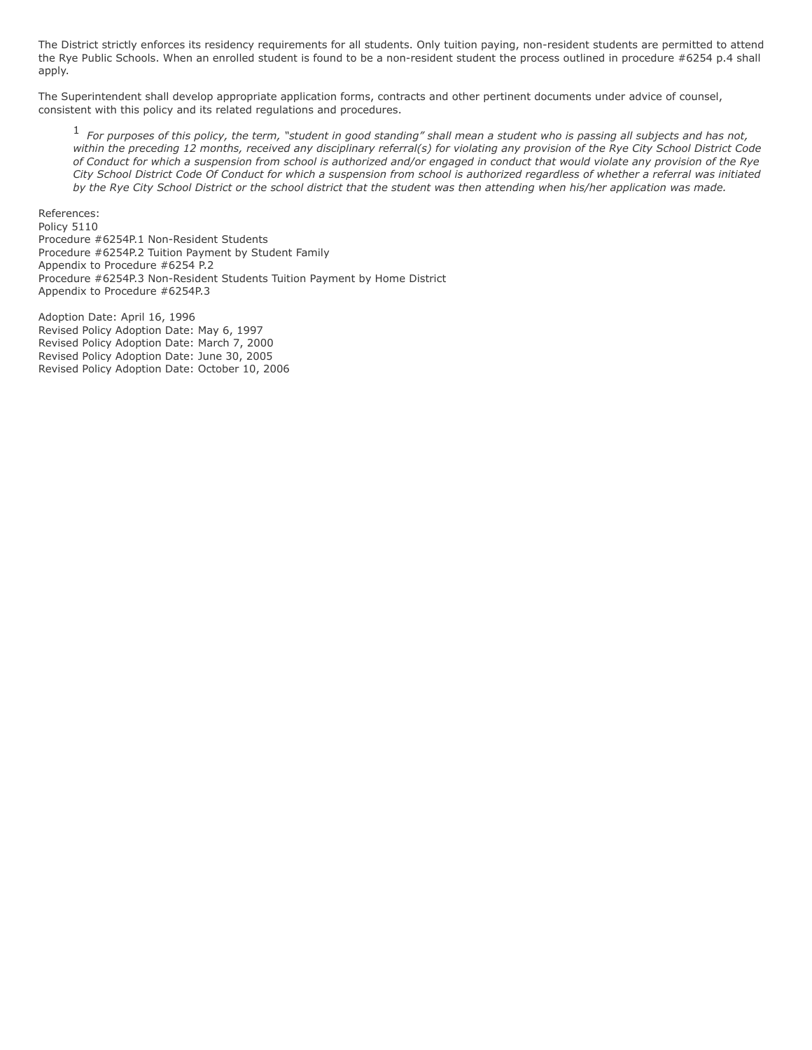The District strictly enforces its residency requirements for all students. Only tuition paying, non-resident students are permitted to attend the Rye Public Schools. When an enrolled student is found to be a non-resident student the process outlined in procedure #6254 p.4 shall apply.

The Superintendent shall develop appropriate application forms, contracts and other pertinent documents under advice of counsel, consistent with this policy and its related regulations and procedures.

> [1] *For purposes of this policy, the term, "student in good standing" shall mean a student who is passing all subjects and has not, within the preceding 12 months, received any disciplinary referral(s) for violating any provision of the Rye City School District Code of Conduct for which a suspension from school is authorized and/or engaged in conduct that would violate any provision of the Rye City School District Code Of Conduct for which a suspension from school is authorized regardless of whether a referral was initiated by the Rye City School District or the school district that the student was then attending when his/her application was made.*

References:
Policy 5110
Procedure #6254P.1 Non-Resident Students
Procedure #6254P.2 Tuition Payment by Student Family
Appendix to Procedure #6254 P.2
Procedure #6254P.3 Non-Resident Students Tuition Payment by Home District
Appendix to Procedure #6254P.3

Adoption Date: April 16, 1996
Revised Policy Adoption Date: May 6, 1997
Revised Policy Adoption Date: March 7, 2000
Revised Policy Adoption Date: June 30, 2005
Revised Policy Adoption Date: October 10, 2006